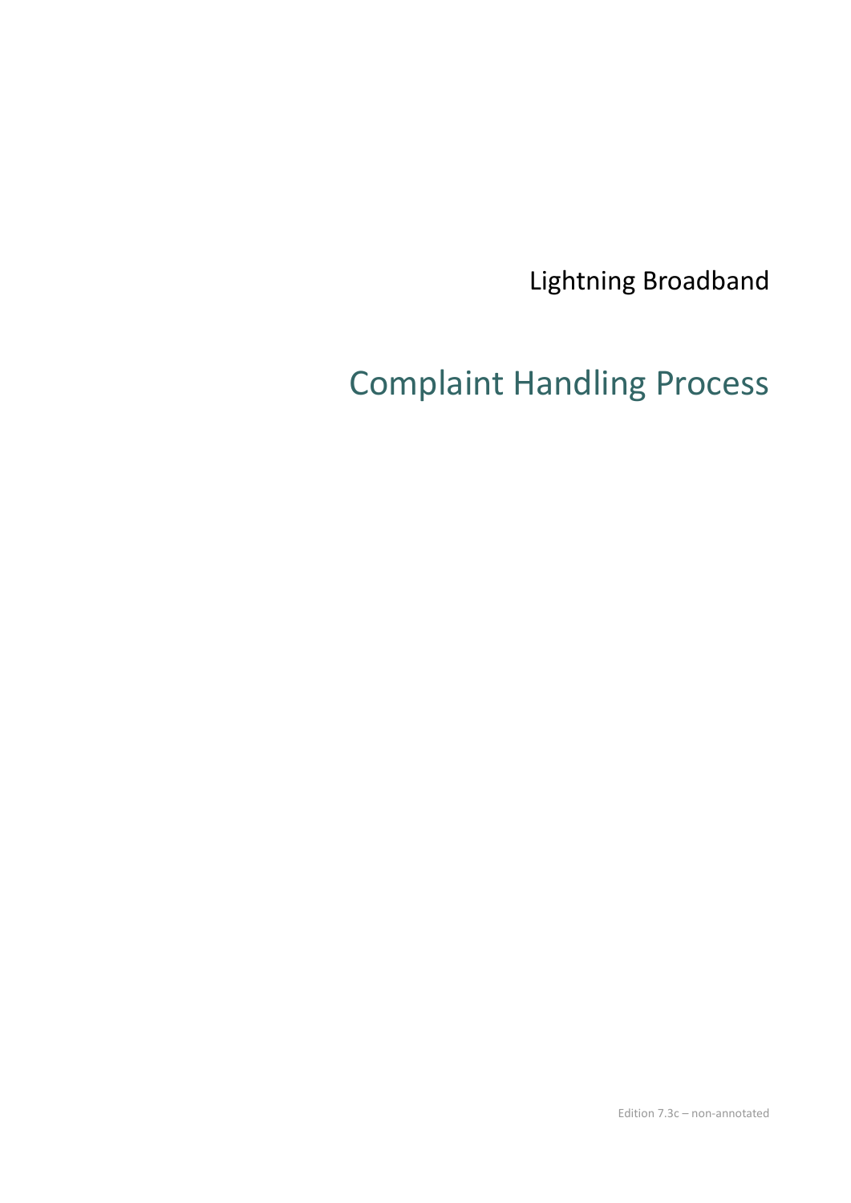Lightning Broadband

# Complaint Handling Process

Edition 7.3c – non-annotated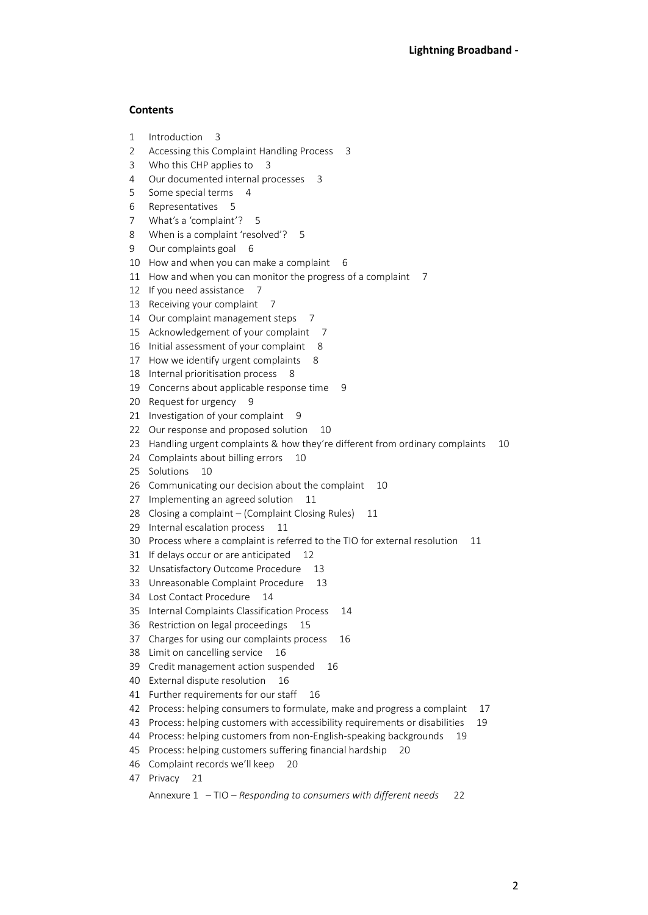**Contents**

1 Introduction 3
2 Accessing this Complaint Handling Process 3
3 Who this CHP applies to 3
4 Our documented internal processes 3
5 Some special terms 4
6 Representatives 5
7 What's a 'complaint'? 5
8 When is a complaint 'resolved'? 5
9 Our complaints goal 6
10 How and when you can make a complaint 6
11 How and when you can monitor the progress of a complaint 7
12 If you need assistance 7
13 Receiving your complaint 7
14 Our complaint management steps 7
15 Acknowledgement of your complaint 7
16 Initial assessment of your complaint 8
17 How we identify urgent complaints 8
18 Internal prioritisation process 8
19 Concerns about applicable response time 9
20 Request for urgency 9
21 Investigation of your complaint 9
22 Our response and proposed solution 10
23 Handling urgent complaints & how they're different from ordinary complaints 10
24 Complaints about billing errors 10
25 Solutions 10
26 Communicating our decision about the complaint 10
27 Implementing an agreed solution 11
28 Closing a complaint – (Complaint Closing Rules) 11
29 Internal escalation process 11
30 Process where a complaint is referred to the TIO for external resolution 11
31 If delays occur or are anticipated 12
32 Unsatisfactory Outcome Procedure 13
33 Unreasonable Complaint Procedure 13
34 Lost Contact Procedure 14
35 Internal Complaints Classification Process 14
36 Restriction on legal proceedings 15
37 Charges for using our complaints process 16
38 Limit on cancelling service 16
39 Credit management action suspended 16
40 External dispute resolution 16
41 Further requirements for our staff 16
42 Process: helping consumers to formulate, make and progress a complaint 17
43 Process: helping customers with accessibility requirements or disabilities 19
44 Process: helping customers from non-English-speaking backgrounds 19
45 Process: helping customers suffering financial hardship 20
46 Complaint records we'll keep 20
47 Privacy 21

Annexure 1 – TIO – *Responding to consumers with different needs* 22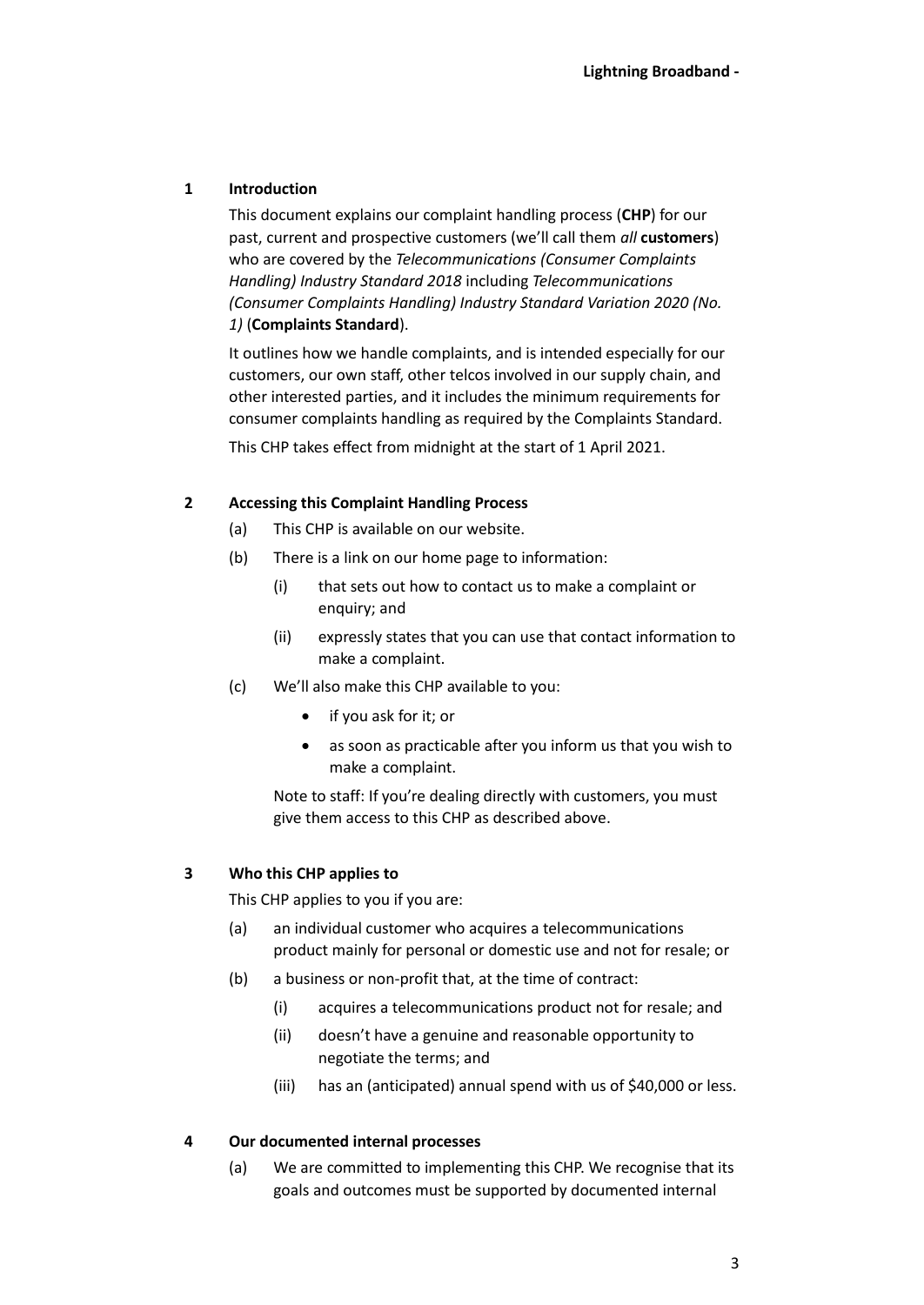## 1 Introduction

This document explains our complaint handling process (**CHP**) for our past, current and prospective customers (we'll call them *all* **customers**) who are covered by the *Telecommunications (Consumer Complaints Handling) Industry Standard 2018* including *Telecommunications (Consumer Complaints Handling) Industry Standard Variation 2020 (No. 1)* (**Complaints Standard**).

It outlines how we handle complaints, and is intended especially for our customers, our own staff, other telcos involved in our supply chain, and other interested parties, and it includes the minimum requirements for consumer complaints handling as required by the Complaints Standard.

This CHP takes effect from midnight at the start of 1 April 2021.

## 2 Accessing this Complaint Handling Process

(a) This CHP is available on our website.

(b) There is a link on our home page to information:

- (i) that sets out how to contact us to make a complaint or enquiry; and
- (ii) expressly states that you can use that contact information to make a complaint.

(c) We'll also make this CHP available to you:

- if you ask for it; or
- as soon as practicable after you inform us that you wish to make a complaint.

Note to staff: If you're dealing directly with customers, you must give them access to this CHP as described above.

## 3 Who this CHP applies to

This CHP applies to you if you are:

(a) an individual customer who acquires a telecommunications product mainly for personal or domestic use and not for resale; or

(b) a business or non-profit that, at the time of contract:

- (i) acquires a telecommunications product not for resale; and
- (ii) doesn't have a genuine and reasonable opportunity to negotiate the terms; and
- (iii) has an (anticipated) annual spend with us of $40,000 or less.

## 4 Our documented internal processes

(a) We are committed to implementing this CHP. We recognise that its goals and outcomes must be supported by documented internal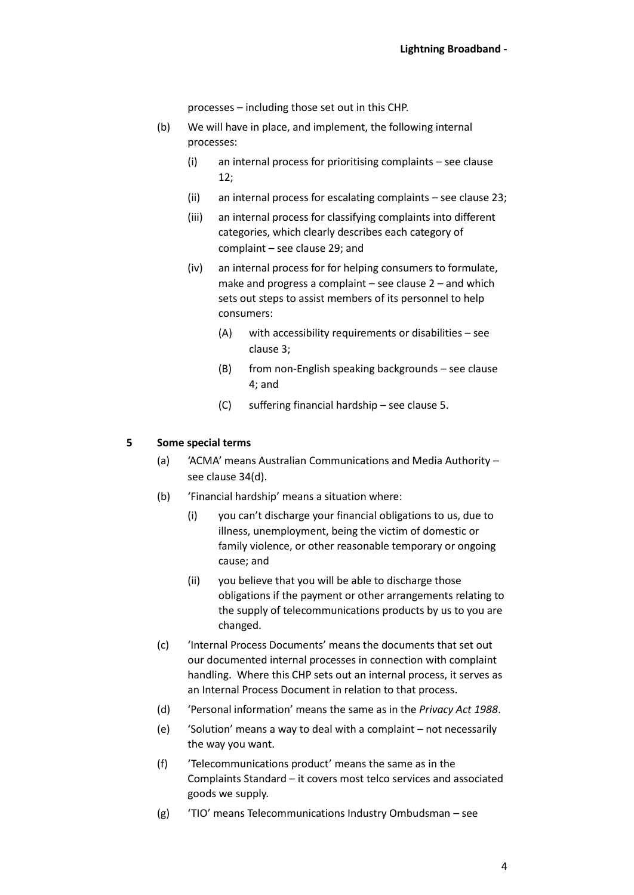processes – including those set out in this CHP.

(b) We will have in place, and implement, the following internal processes:

  (i) an internal process for prioritising complaints – see clause 12;

  (ii) an internal process for escalating complaints – see clause 23;

  (iii) an internal process for classifying complaints into different categories, which clearly describes each category of complaint – see clause 29; and

  (iv) an internal process for for helping consumers to formulate, make and progress a complaint – see clause 2 – and which sets out steps to assist members of its personnel to help consumers:

    (A) with accessibility requirements or disabilities – see clause 3;

    (B) from non-English speaking backgrounds – see clause 4; and

    (C) suffering financial hardship – see clause 5.

## 5 Some special terms

(a) 'ACMA' means Australian Communications and Media Authority – see clause 34(d).

(b) 'Financial hardship' means a situation where:

  (i) you can't discharge your financial obligations to us, due to illness, unemployment, being the victim of domestic or family violence, or other reasonable temporary or ongoing cause; and

  (ii) you believe that you will be able to discharge those obligations if the payment or other arrangements relating to the supply of telecommunications products by us to you are changed.

(c) 'Internal Process Documents' means the documents that set out our documented internal processes in connection with complaint handling. Where this CHP sets out an internal process, it serves as an Internal Process Document in relation to that process.

(d) 'Personal information' means the same as in the *Privacy Act 1988*.

(e) 'Solution' means a way to deal with a complaint – not necessarily the way you want.

(f) 'Telecommunications product' means the same as in the Complaints Standard – it covers most telco services and associated goods we supply.

(g) 'TIO' means Telecommunications Industry Ombudsman – see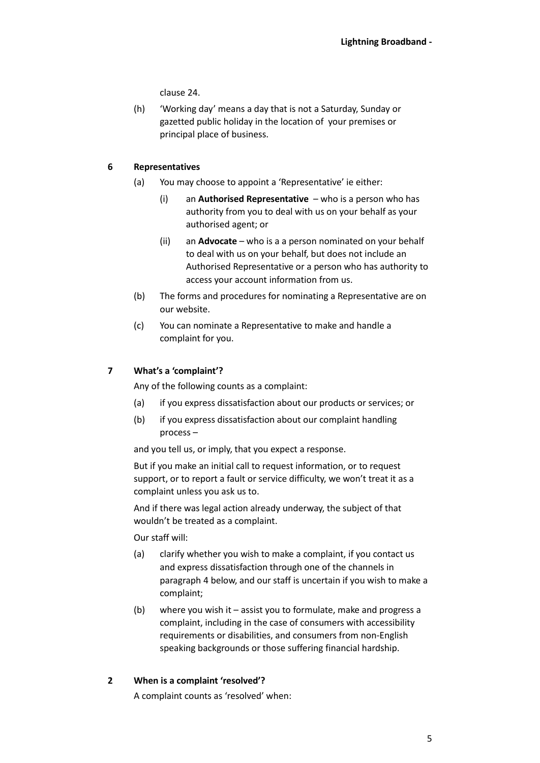clause 24.

(h) 'Working day' means a day that is not a Saturday, Sunday or gazetted public holiday in the location of your premises or principal place of business.

## 6 Representatives

(a) You may choose to appoint a 'Representative' ie either:

  (i) an **Authorised Representative** – who is a person who has authority from you to deal with us on your behalf as your authorised agent; or

  (ii) an **Advocate** – who is a a person nominated on your behalf to deal with us on your behalf, but does not include an Authorised Representative or a person who has authority to access your account information from us.

(b) The forms and procedures for nominating a Representative are on our website.

(c) You can nominate a Representative to make and handle a complaint for you.

## 7 What's a 'complaint'?

Any of the following counts as a complaint:

(a) if you express dissatisfaction about our products or services; or

(b) if you express dissatisfaction about our complaint handling process –

and you tell us, or imply, that you expect a response.

But if you make an initial call to request information, or to request support, or to report a fault or service difficulty, we won't treat it as a complaint unless you ask us to.

And if there was legal action already underway, the subject of that wouldn't be treated as a complaint.

Our staff will:

(a) clarify whether you wish to make a complaint, if you contact us and express dissatisfaction through one of the channels in paragraph 4 below, and our staff is uncertain if you wish to make a complaint;

(b) where you wish it – assist you to formulate, make and progress a complaint, including in the case of consumers with accessibility requirements or disabilities, and consumers from non-English speaking backgrounds or those suffering financial hardship.

## 2 When is a complaint 'resolved'?

A complaint counts as 'resolved' when: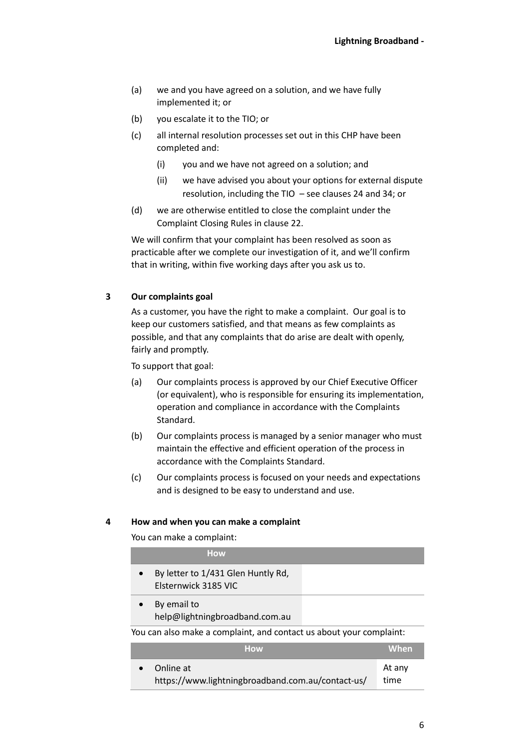(a) we and you have agreed on a solution, and we have fully implemented it; or

(b) you escalate it to the TIO; or

(c) all internal resolution processes set out in this CHP have been completed and:

  (i) you and we have not agreed on a solution; and

  (ii) we have advised you about your options for external dispute resolution, including the TIO – see clauses 24 and 34; or

(d) we are otherwise entitled to close the complaint under the Complaint Closing Rules in clause 22.

We will confirm that your complaint has been resolved as soon as practicable after we complete our investigation of it, and we'll confirm that in writing, within five working days after you ask us to.

## 3 Our complaints goal

As a customer, you have the right to make a complaint. Our goal is to keep our customers satisfied, and that means as few complaints as possible, and that any complaints that do arise are dealt with openly, fairly and promptly.

To support that goal:

(a) Our complaints process is approved by our Chief Executive Officer (or equivalent), who is responsible for ensuring its implementation, operation and compliance in accordance with the Complaints Standard.

(b) Our complaints process is managed by a senior manager who must maintain the effective and efficient operation of the process in accordance with the Complaints Standard.

(c) Our complaints process is focused on your needs and expectations and is designed to be easy to understand and use.

## 4 How and when you can make a complaint

You can make a complaint:

| How | |
|---|---|
| • By letter to 1/431 Glen Huntly Rd, Elsternwick 3185 VIC | |
| • By email to help@lightningbroadband.com.au | |

You can also make a complaint, and contact us about your complaint:

| How | When |
|---|---|
| • Online at https://www.lightningbroadband.com.au/contact-us/ | At any time |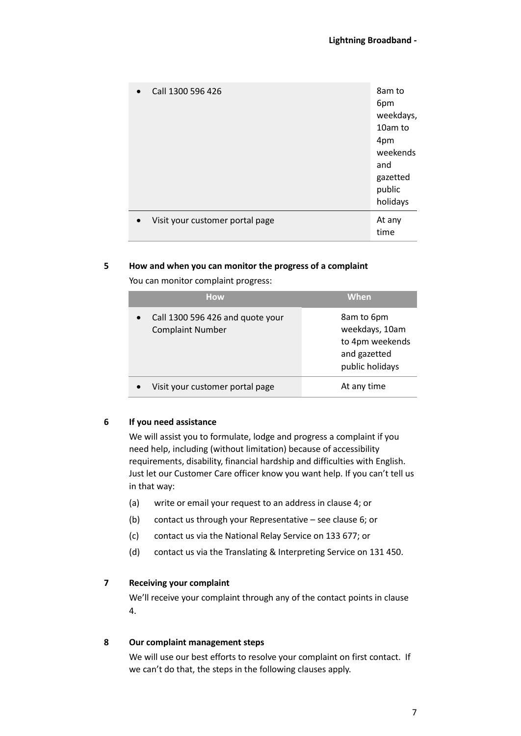| | |
|---|---|
| • Call 1300 596 426 | 8am to 6pm weekdays, 10am to 4pm weekends and gazetted public holidays |
| • Visit your customer portal page | At any time |

**5 How and when you can monitor the progress of a complaint**

You can monitor complaint progress:

| How | When |
|---|---|
| • Call 1300 596 426 and quote your Complaint Number | 8am to 6pm weekdays, 10am to 4pm weekends and gazetted public holidays |
| • Visit your customer portal page | At any time |

**6 If you need assistance**

We will assist you to formulate, lodge and progress a complaint if you need help, including (without limitation) because of accessibility requirements, disability, financial hardship and difficulties with English. Just let our Customer Care officer know you want help. If you can't tell us in that way:

(a) write or email your request to an address in clause 4; or

(b) contact us through your Representative – see clause 6; or

(c) contact us via the National Relay Service on 133 677; or

(d) contact us via the Translating & Interpreting Service on 131 450.

**7 Receiving your complaint**

We'll receive your complaint through any of the contact points in clause 4.

**8 Our complaint management steps**

We will use our best efforts to resolve your complaint on first contact. If we can't do that, the steps in the following clauses apply.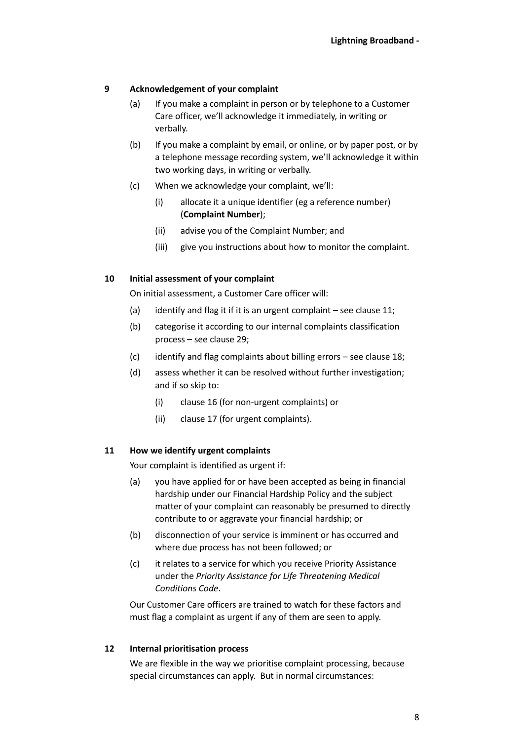## 9 Acknowledgement of your complaint

(a) If you make a complaint in person or by telephone to a Customer Care officer, we'll acknowledge it immediately, in writing or verbally.

(b) If you make a complaint by email, or online, or by paper post, or by a telephone message recording system, we'll acknowledge it within two working days, in writing or verbally.

(c) When we acknowledge your complaint, we'll:

   (i) allocate it a unique identifier (eg a reference number) (**Complaint Number**);

   (ii) advise you of the Complaint Number; and

   (iii) give you instructions about how to monitor the complaint.

## 10 Initial assessment of your complaint

On initial assessment, a Customer Care officer will:

(a) identify and flag it if it is an urgent complaint – see clause 11;

(b) categorise it according to our internal complaints classification process – see clause 29;

(c) identify and flag complaints about billing errors – see clause 18;

(d) assess whether it can be resolved without further investigation; and if so skip to:

   (i) clause 16 (for non-urgent complaints) or

   (ii) clause 17 (for urgent complaints).

## 11 How we identify urgent complaints

Your complaint is identified as urgent if:

(a) you have applied for or have been accepted as being in financial hardship under our Financial Hardship Policy and the subject matter of your complaint can reasonably be presumed to directly contribute to or aggravate your financial hardship; or

(b) disconnection of your service is imminent or has occurred and where due process has not been followed; or

(c) it relates to a service for which you receive Priority Assistance under the *Priority Assistance for Life Threatening Medical Conditions Code*.

Our Customer Care officers are trained to watch for these factors and must flag a complaint as urgent if any of them are seen to apply.

## 12 Internal prioritisation process

We are flexible in the way we prioritise complaint processing, because special circumstances can apply. But in normal circumstances: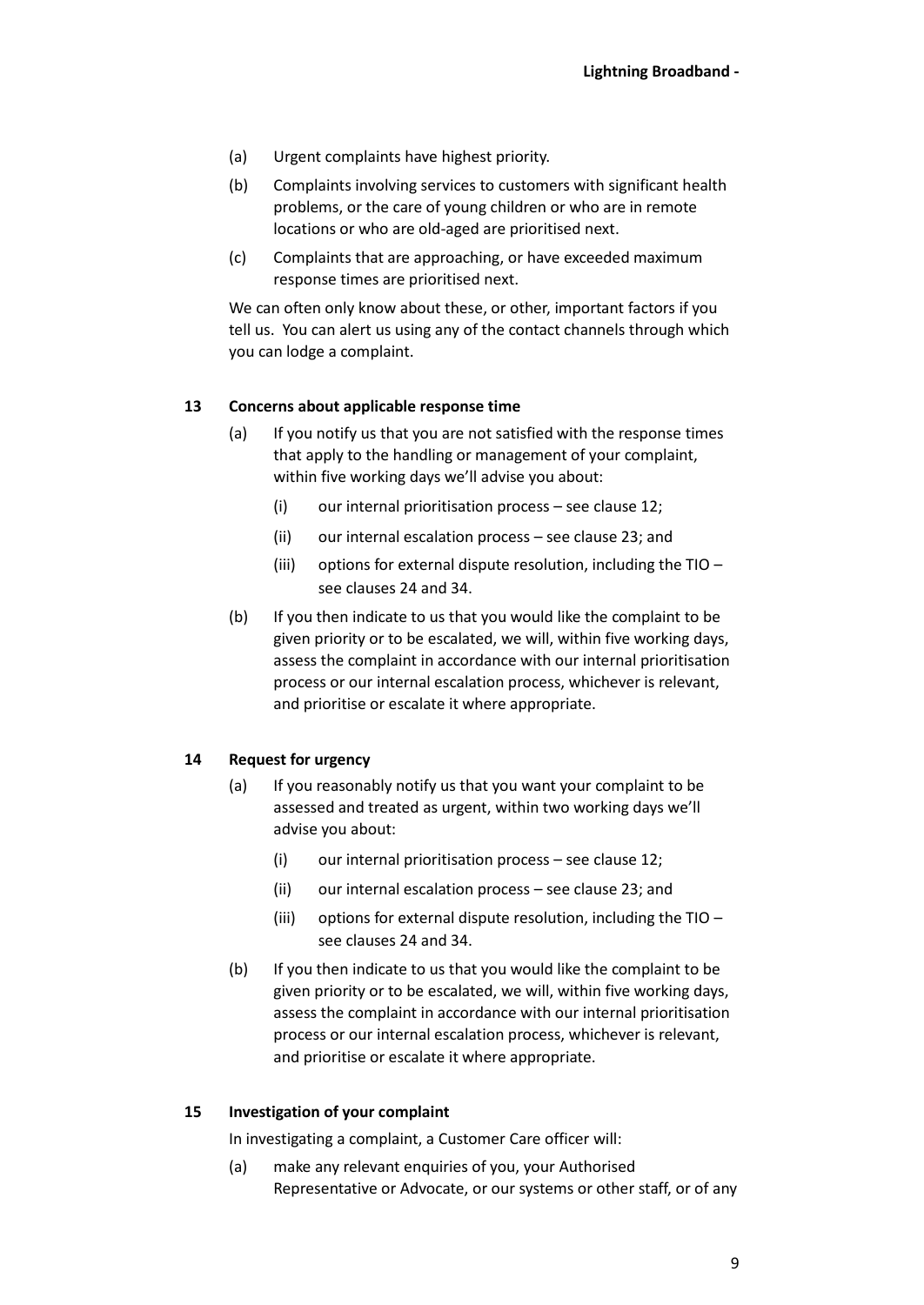(a) Urgent complaints have highest priority.

(b) Complaints involving services to customers with significant health problems, or the care of young children or who are in remote locations or who are old-aged are prioritised next.

(c) Complaints that are approaching, or have exceeded maximum response times are prioritised next.

We can often only know about these, or other, important factors if you tell us. You can alert us using any of the contact channels through which you can lodge a complaint.

### 13 Concerns about applicable response time

(a) If you notify us that you are not satisfied with the response times that apply to the handling or management of your complaint, within five working days we'll advise you about:

(i) our internal prioritisation process – see clause 12;

(ii) our internal escalation process – see clause 23; and

(iii) options for external dispute resolution, including the TIO – see clauses 24 and 34.

(b) If you then indicate to us that you would like the complaint to be given priority or to be escalated, we will, within five working days, assess the complaint in accordance with our internal prioritisation process or our internal escalation process, whichever is relevant, and prioritise or escalate it where appropriate.

### 14 Request for urgency

(a) If you reasonably notify us that you want your complaint to be assessed and treated as urgent, within two working days we'll advise you about:

(i) our internal prioritisation process – see clause 12;

(ii) our internal escalation process – see clause 23; and

(iii) options for external dispute resolution, including the TIO – see clauses 24 and 34.

(b) If you then indicate to us that you would like the complaint to be given priority or to be escalated, we will, within five working days, assess the complaint in accordance with our internal prioritisation process or our internal escalation process, whichever is relevant, and prioritise or escalate it where appropriate.

### 15 Investigation of your complaint

In investigating a complaint, a Customer Care officer will:

(a) make any relevant enquiries of you, your Authorised Representative or Advocate, or our systems or other staff, or of any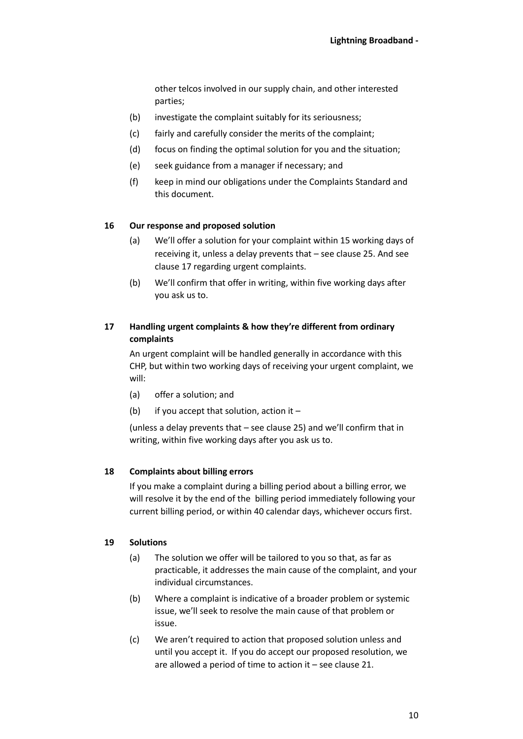other telcos involved in our supply chain, and other interested parties;

(b) investigate the complaint suitably for its seriousness;

(c) fairly and carefully consider the merits of the complaint;

(d) focus on finding the optimal solution for you and the situation;

(e) seek guidance from a manager if necessary; and

(f) keep in mind our obligations under the Complaints Standard and this document.

**16 Our response and proposed solution**

(a) We'll offer a solution for your complaint within 15 working days of receiving it, unless a delay prevents that – see clause 25. And see clause 17 regarding urgent complaints.

(b) We'll confirm that offer in writing, within five working days after you ask us to.

**17 Handling urgent complaints & how they're different from ordinary complaints**

An urgent complaint will be handled generally in accordance with this CHP, but within two working days of receiving your urgent complaint, we will:

(a) offer a solution; and

(b) if you accept that solution, action it –

(unless a delay prevents that – see clause 25) and we'll confirm that in writing, within five working days after you ask us to.

**18 Complaints about billing errors**

If you make a complaint during a billing period about a billing error, we will resolve it by the end of the billing period immediately following your current billing period, or within 40 calendar days, whichever occurs first.

**19 Solutions**

(a) The solution we offer will be tailored to you so that, as far as practicable, it addresses the main cause of the complaint, and your individual circumstances.

(b) Where a complaint is indicative of a broader problem or systemic issue, we'll seek to resolve the main cause of that problem or issue.

(c) We aren't required to action that proposed solution unless and until you accept it. If you do accept our proposed resolution, we are allowed a period of time to action it – see clause 21.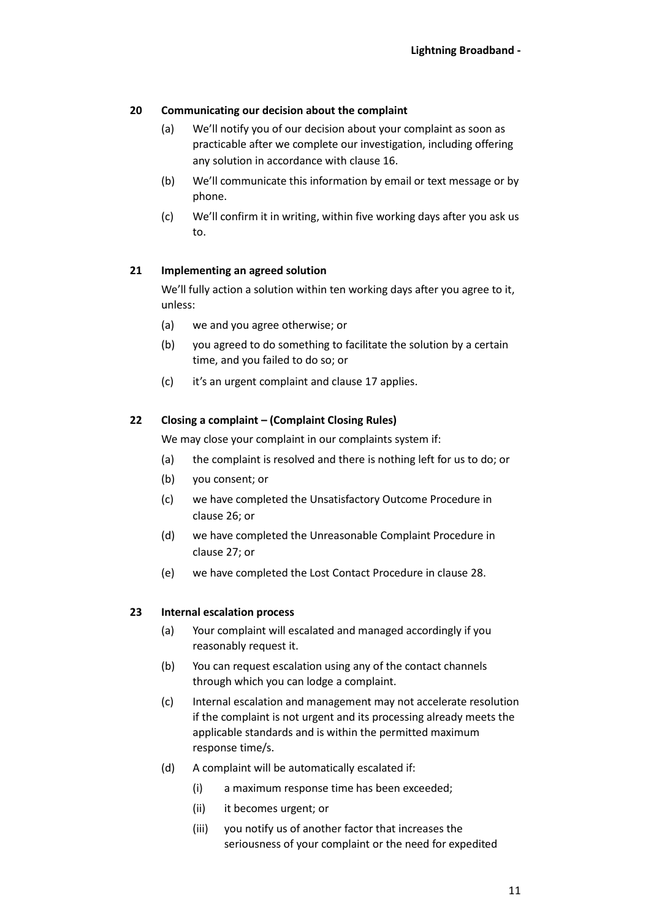## 20 Communicating our decision about the complaint

(a) We'll notify you of our decision about your complaint as soon as practicable after we complete our investigation, including offering any solution in accordance with clause 16.

(b) We'll communicate this information by email or text message or by phone.

(c) We'll confirm it in writing, within five working days after you ask us to.

## 21 Implementing an agreed solution

We'll fully action a solution within ten working days after you agree to it, unless:

(a) we and you agree otherwise; or

(b) you agreed to do something to facilitate the solution by a certain time, and you failed to do so; or

(c) it's an urgent complaint and clause 17 applies.

## 22 Closing a complaint – (Complaint Closing Rules)

We may close your complaint in our complaints system if:

(a) the complaint is resolved and there is nothing left for us to do; or

(b) you consent; or

(c) we have completed the Unsatisfactory Outcome Procedure in clause 26; or

(d) we have completed the Unreasonable Complaint Procedure in clause 27; or

(e) we have completed the Lost Contact Procedure in clause 28.

## 23 Internal escalation process

(a) Your complaint will escalated and managed accordingly if you reasonably request it.

(b) You can request escalation using any of the contact channels through which you can lodge a complaint.

(c) Internal escalation and management may not accelerate resolution if the complaint is not urgent and its processing already meets the applicable standards and is within the permitted maximum response time/s.

(d) A complaint will be automatically escalated if:

(i) a maximum response time has been exceeded;

(ii) it becomes urgent; or

(iii) you notify us of another factor that increases the seriousness of your complaint or the need for expedited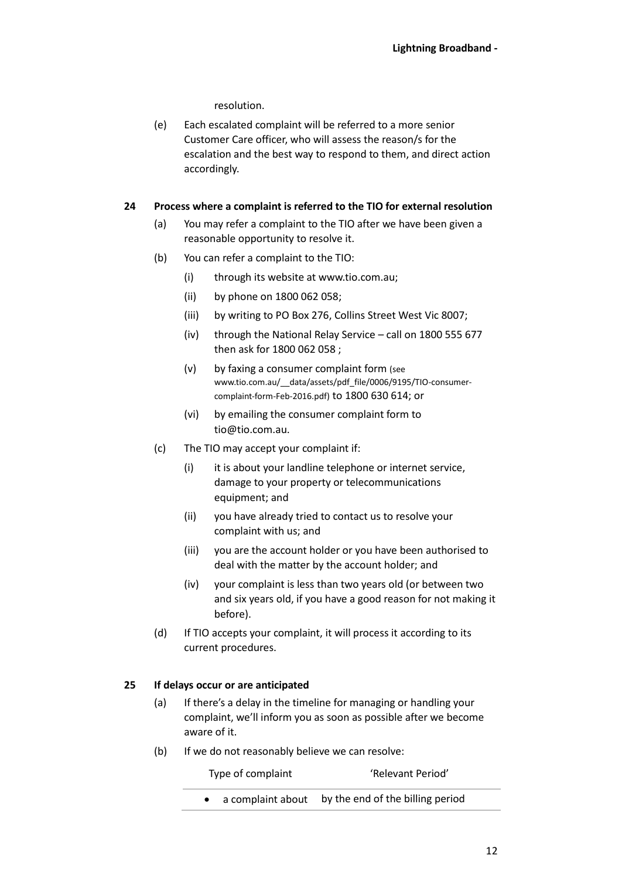resolution.

(e) Each escalated complaint will be referred to a more senior Customer Care officer, who will assess the reason/s for the escalation and the best way to respond to them, and direct action accordingly.

**24 Process where a complaint is referred to the TIO for external resolution**

(a) You may refer a complaint to the TIO after we have been given a reasonable opportunity to resolve it.

(b) You can refer a complaint to the TIO:

(i) through its website at www.tio.com.au;

(ii) by phone on 1800 062 058;

(iii) by writing to PO Box 276, Collins Street West Vic 8007;

(iv) through the National Relay Service – call on 1800 555 677 then ask for 1800 062 058 ;

(v) by faxing a consumer complaint form (see www.tio.com.au/__data/assets/pdf_file/0006/9195/TIO-consumer-complaint-form-Feb-2016.pdf) to 1800 630 614; or

(vi) by emailing the consumer complaint form to tio@tio.com.au.

(c) The TIO may accept your complaint if:

(i) it is about your landline telephone or internet service, damage to your property or telecommunications equipment; and

(ii) you have already tried to contact us to resolve your complaint with us; and

(iii) you are the account holder or you have been authorised to deal with the matter by the account holder; and

(iv) your complaint is less than two years old (or between two and six years old, if you have a good reason for not making it before).

(d) If TIO accepts your complaint, it will process it according to its current procedures.

**25 If delays occur or are anticipated**

(a) If there's a delay in the timeline for managing or handling your complaint, we'll inform you as soon as possible after we become aware of it.

(b) If we do not reasonably believe we can resolve:

| Type of complaint | 'Relevant Period' |
|---|---|
| • a complaint about | by the end of the billing period |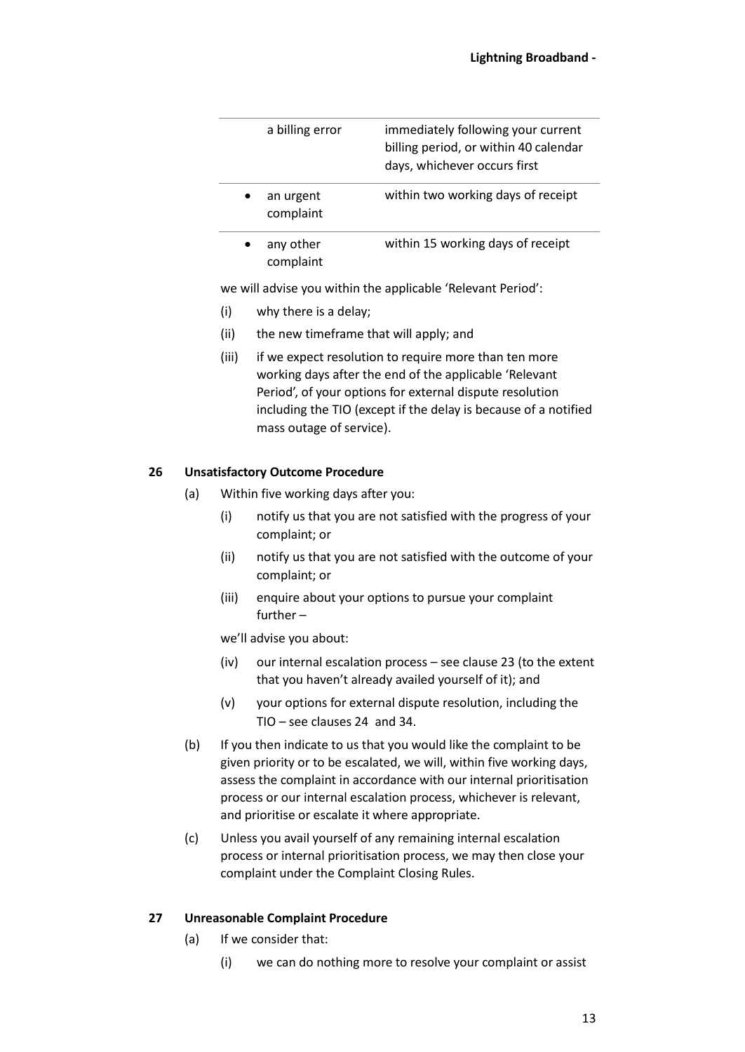| | |
|---|---|
| a billing error | immediately following your current billing period, or within 40 calendar days, whichever occurs first |
| • an urgent complaint | within two working days of receipt |
| • any other complaint | within 15 working days of receipt |

we will advise you within the applicable 'Relevant Period':

(i) why there is a delay;

(ii) the new timeframe that will apply; and

(iii) if we expect resolution to require more than ten more working days after the end of the applicable 'Relevant Period', of your options for external dispute resolution including the TIO (except if the delay is because of a notified mass outage of service).

**26 Unsatisfactory Outcome Procedure**

(a) Within five working days after you:

(i) notify us that you are not satisfied with the progress of your complaint; or

(ii) notify us that you are not satisfied with the outcome of your complaint; or

(iii) enquire about your options to pursue your complaint further –

we'll advise you about:

(iv) our internal escalation process – see clause 23 (to the extent that you haven't already availed yourself of it); and

(v) your options for external dispute resolution, including the TIO – see clauses 24 and 34.

(b) If you then indicate to us that you would like the complaint to be given priority or to be escalated, we will, within five working days, assess the complaint in accordance with our internal prioritisation process or our internal escalation process, whichever is relevant, and prioritise or escalate it where appropriate.

(c) Unless you avail yourself of any remaining internal escalation process or internal prioritisation process, we may then close your complaint under the Complaint Closing Rules.

**27 Unreasonable Complaint Procedure**

(a) If we consider that:

(i) we can do nothing more to resolve your complaint or assist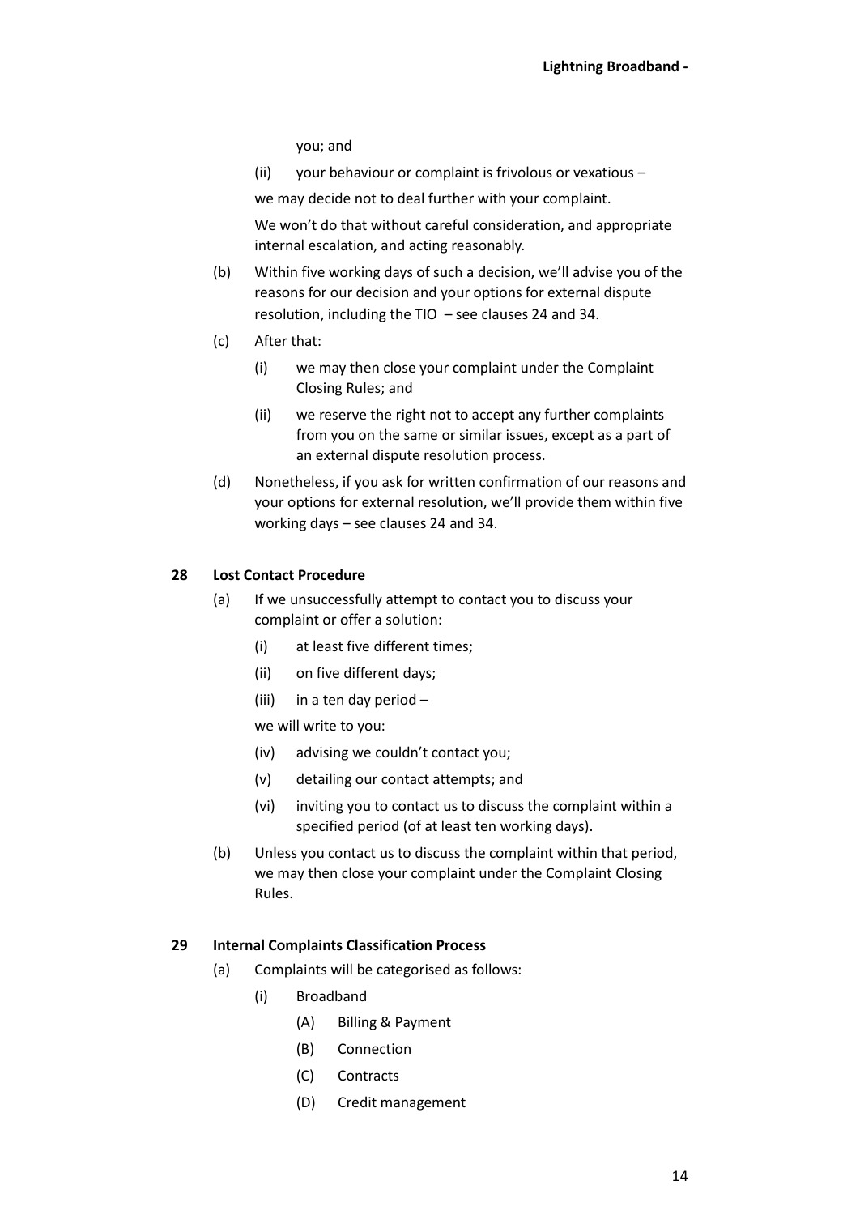you; and

(ii) your behaviour or complaint is frivolous or vexatious –

we may decide not to deal further with your complaint.

We won't do that without careful consideration, and appropriate internal escalation, and acting reasonably.

(b) Within five working days of such a decision, we'll advise you of the reasons for our decision and your options for external dispute resolution, including the TIO – see clauses 24 and 34.

(c) After that:

(i) we may then close your complaint under the Complaint Closing Rules; and

(ii) we reserve the right not to accept any further complaints from you on the same or similar issues, except as a part of an external dispute resolution process.

(d) Nonetheless, if you ask for written confirmation of our reasons and your options for external resolution, we'll provide them within five working days – see clauses 24 and 34.

### 28 Lost Contact Procedure

(a) If we unsuccessfully attempt to contact you to discuss your complaint or offer a solution:

(i) at least five different times;

(ii) on five different days;

(iii) in a ten day period –

we will write to you:

(iv) advising we couldn't contact you;

(v) detailing our contact attempts; and

(vi) inviting you to contact us to discuss the complaint within a specified period (of at least ten working days).

(b) Unless you contact us to discuss the complaint within that period, we may then close your complaint under the Complaint Closing Rules.

### 29 Internal Complaints Classification Process

(a) Complaints will be categorised as follows:

(i) Broadband

(A) Billing & Payment

(B) Connection

(C) Contracts

(D) Credit management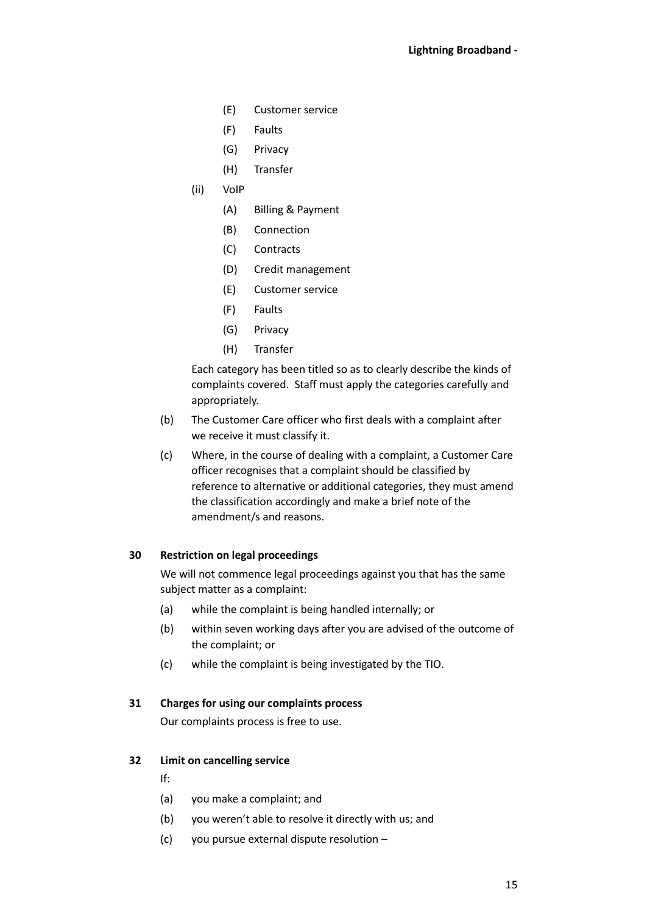- (E) Customer service
- (F) Faults
- (G) Privacy
- (H) Transfer

(ii) VoIP

- (A) Billing & Payment
- (B) Connection
- (C) Contracts
- (D) Credit management
- (E) Customer service
- (F) Faults
- (G) Privacy
- (H) Transfer

Each category has been titled so as to clearly describe the kinds of complaints covered. Staff must apply the categories carefully and appropriately.

(b) The Customer Care officer who first deals with a complaint after we receive it must classify it.

(c) Where, in the course of dealing with a complaint, a Customer Care officer recognises that a complaint should be classified by reference to alternative or additional categories, they must amend the classification accordingly and make a brief note of the amendment/s and reasons.

### 30 Restriction on legal proceedings

We will not commence legal proceedings against you that has the same subject matter as a complaint:

(a) while the complaint is being handled internally; or

(b) within seven working days after you are advised of the outcome of the complaint; or

(c) while the complaint is being investigated by the TIO.

### 31 Charges for using our complaints process

Our complaints process is free to use.

### 32 Limit on cancelling service

If:

(a) you make a complaint; and

(b) you weren't able to resolve it directly with us; and

(c) you pursue external dispute resolution –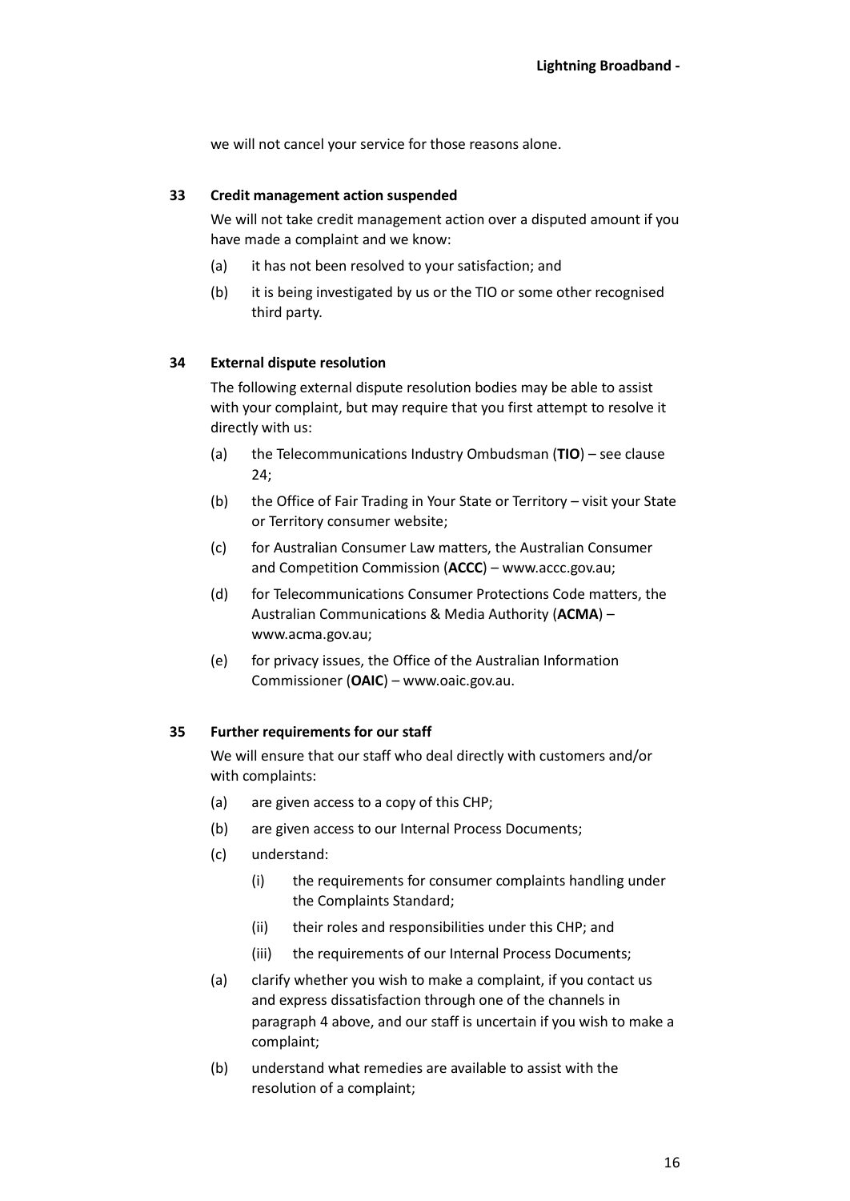we will not cancel your service for those reasons alone.

## 33 Credit management action suspended

We will not take credit management action over a disputed amount if you have made a complaint and we know:

(a) it has not been resolved to your satisfaction; and

(b) it is being investigated by us or the TIO or some other recognised third party.

## 34 External dispute resolution

The following external dispute resolution bodies may be able to assist with your complaint, but may require that you first attempt to resolve it directly with us:

(a) the Telecommunications Industry Ombudsman (**TIO**) – see clause 24;

(b) the Office of Fair Trading in Your State or Territory – visit your State or Territory consumer website;

(c) for Australian Consumer Law matters, the Australian Consumer and Competition Commission (**ACCC**) – www.accc.gov.au;

(d) for Telecommunications Consumer Protections Code matters, the Australian Communications & Media Authority (**ACMA**) – www.acma.gov.au;

(e) for privacy issues, the Office of the Australian Information Commissioner (**OAIC**) – www.oaic.gov.au.

## 35 Further requirements for our staff

We will ensure that our staff who deal directly with customers and/or with complaints:

(a) are given access to a copy of this CHP;

(b) are given access to our Internal Process Documents;

(c) understand:

  (i) the requirements for consumer complaints handling under the Complaints Standard;

  (ii) their roles and responsibilities under this CHP; and

  (iii) the requirements of our Internal Process Documents;

(a) clarify whether you wish to make a complaint, if you contact us and express dissatisfaction through one of the channels in paragraph 4 above, and our staff is uncertain if you wish to make a complaint;

(b) understand what remedies are available to assist with the resolution of a complaint;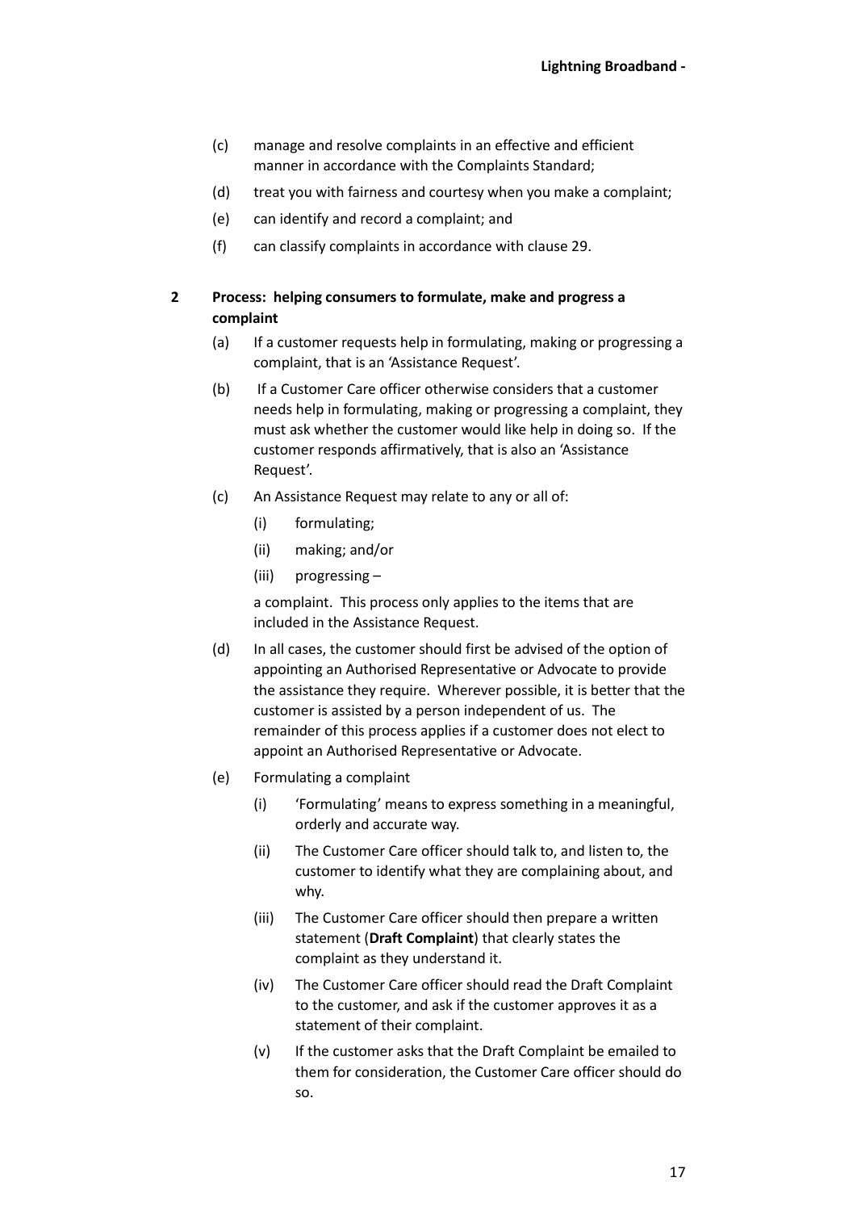(c) manage and resolve complaints in an effective and efficient manner in accordance with the Complaints Standard;

(d) treat you with fairness and courtesy when you make a complaint;

(e) can identify and record a complaint; and

(f) can classify complaints in accordance with clause 29.

## 2 Process: helping consumers to formulate, make and progress a complaint

(a) If a customer requests help in formulating, making or progressing a complaint, that is an 'Assistance Request'.

(b) If a Customer Care officer otherwise considers that a customer needs help in formulating, making or progressing a complaint, they must ask whether the customer would like help in doing so. If the customer responds affirmatively, that is also an 'Assistance Request'.

(c) An Assistance Request may relate to any or all of:

- (i) formulating;
- (ii) making; and/or
- (iii) progressing –

a complaint. This process only applies to the items that are included in the Assistance Request.

(d) In all cases, the customer should first be advised of the option of appointing an Authorised Representative or Advocate to provide the assistance they require. Wherever possible, it is better that the customer is assisted by a person independent of us. The remainder of this process applies if a customer does not elect to appoint an Authorised Representative or Advocate.

(e) Formulating a complaint

- (i) 'Formulating' means to express something in a meaningful, orderly and accurate way.
- (ii) The Customer Care officer should talk to, and listen to, the customer to identify what they are complaining about, and why.
- (iii) The Customer Care officer should then prepare a written statement (**Draft Complaint**) that clearly states the complaint as they understand it.
- (iv) The Customer Care officer should read the Draft Complaint to the customer, and ask if the customer approves it as a statement of their complaint.
- (v) If the customer asks that the Draft Complaint be emailed to them for consideration, the Customer Care officer should do so.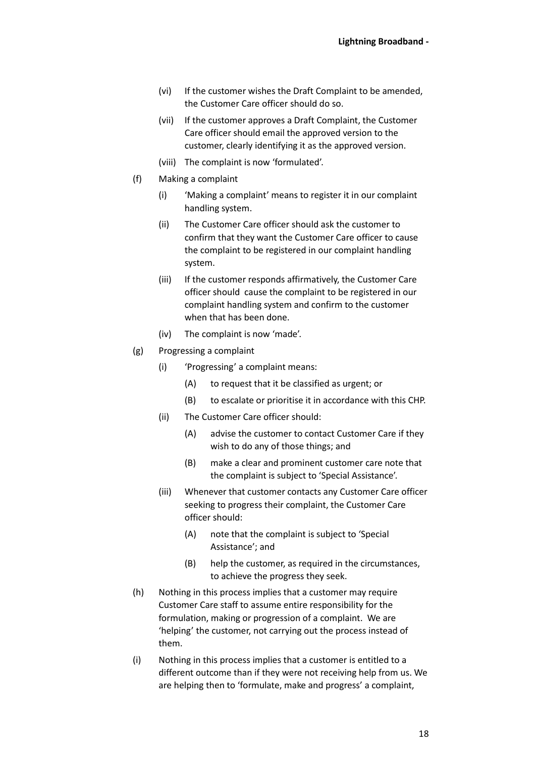(vi) If the customer wishes the Draft Complaint to be amended, the Customer Care officer should do so.

(vii) If the customer approves a Draft Complaint, the Customer Care officer should email the approved version to the customer, clearly identifying it as the approved version.

(viii) The complaint is now 'formulated'.

(f) Making a complaint

(i) 'Making a complaint' means to register it in our complaint handling system.

(ii) The Customer Care officer should ask the customer to confirm that they want the Customer Care officer to cause the complaint to be registered in our complaint handling system.

(iii) If the customer responds affirmatively, the Customer Care officer should cause the complaint to be registered in our complaint handling system and confirm to the customer when that has been done.

(iv) The complaint is now 'made'.

(g) Progressing a complaint

(i) 'Progressing' a complaint means:

(A) to request that it be classified as urgent; or

(B) to escalate or prioritise it in accordance with this CHP.

(ii) The Customer Care officer should:

(A) advise the customer to contact Customer Care if they wish to do any of those things; and

(B) make a clear and prominent customer care note that the complaint is subject to 'Special Assistance'.

(iii) Whenever that customer contacts any Customer Care officer seeking to progress their complaint, the Customer Care officer should:

(A) note that the complaint is subject to 'Special Assistance'; and

(B) help the customer, as required in the circumstances, to achieve the progress they seek.

(h) Nothing in this process implies that a customer may require Customer Care staff to assume entire responsibility for the formulation, making or progression of a complaint. We are 'helping' the customer, not carrying out the process instead of them.

(i) Nothing in this process implies that a customer is entitled to a different outcome than if they were not receiving help from us. We are helping then to 'formulate, make and progress' a complaint,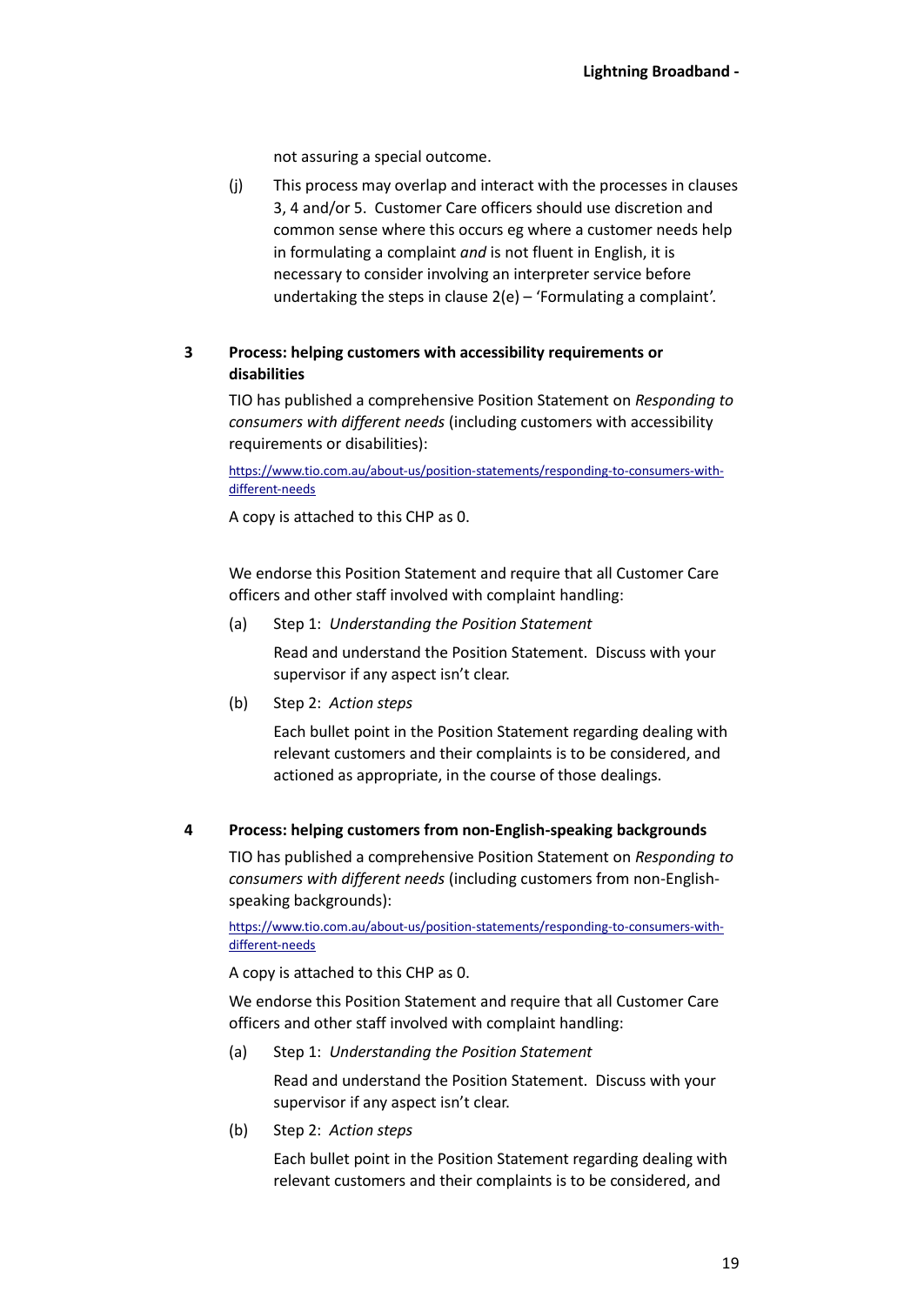not assuring a special outcome.

(j) This process may overlap and interact with the processes in clauses 3, 4 and/or 5. Customer Care officers should use discretion and common sense where this occurs eg where a customer needs help in formulating a complaint *and* is not fluent in English, it is necessary to consider involving an interpreter service before undertaking the steps in clause 2(e) – 'Formulating a complaint'.

## 3 Process: helping customers with accessibility requirements or disabilities

TIO has published a comprehensive Position Statement on *Responding to consumers with different needs* (including customers with accessibility requirements or disabilities):

[https://www.tio.com.au/about-us/position-statements/responding-to-consumers-with-different-needs](https://www.tio.com.au/about-us/position-statements/responding-to-consumers-with-different-needs)

A copy is attached to this CHP as 0.

We endorse this Position Statement and require that all Customer Care officers and other staff involved with complaint handling:

(a) Step 1: *Understanding the Position Statement*

Read and understand the Position Statement. Discuss with your supervisor if any aspect isn't clear.

(b) Step 2: *Action steps*

Each bullet point in the Position Statement regarding dealing with relevant customers and their complaints is to be considered, and actioned as appropriate, in the course of those dealings.

## 4 Process: helping customers from non-English-speaking backgrounds

TIO has published a comprehensive Position Statement on *Responding to consumers with different needs* (including customers from non-English-speaking backgrounds):

[https://www.tio.com.au/about-us/position-statements/responding-to-consumers-with-different-needs](https://www.tio.com.au/about-us/position-statements/responding-to-consumers-with-different-needs)

A copy is attached to this CHP as 0.

We endorse this Position Statement and require that all Customer Care officers and other staff involved with complaint handling:

(a) Step 1: *Understanding the Position Statement*

Read and understand the Position Statement. Discuss with your supervisor if any aspect isn't clear.

(b) Step 2: *Action steps*

Each bullet point in the Position Statement regarding dealing with relevant customers and their complaints is to be considered, and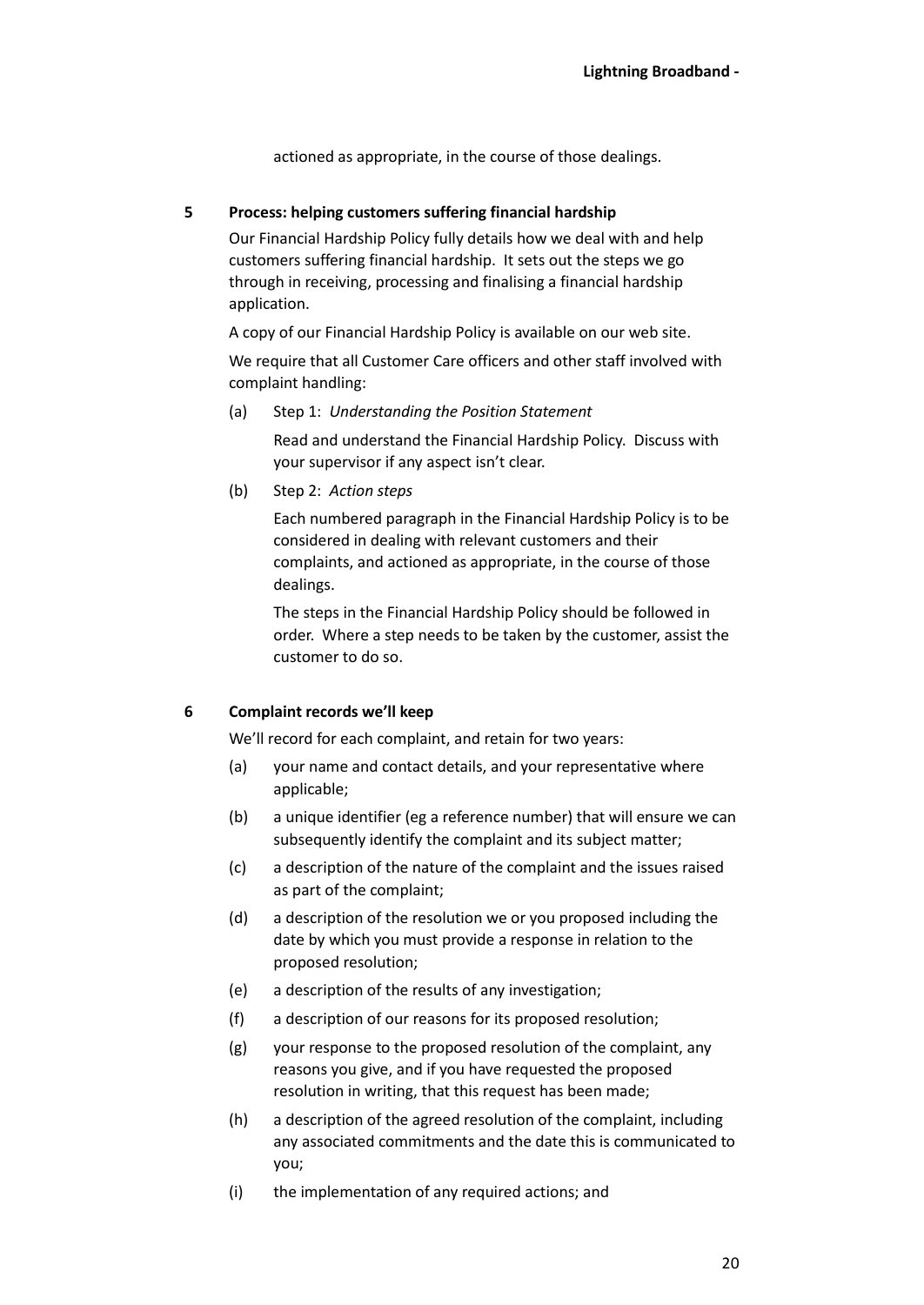actioned as appropriate, in the course of those dealings.

## 5 Process: helping customers suffering financial hardship

Our Financial Hardship Policy fully details how we deal with and help customers suffering financial hardship. It sets out the steps we go through in receiving, processing and finalising a financial hardship application.

A copy of our Financial Hardship Policy is available on our web site.

We require that all Customer Care officers and other staff involved with complaint handling:

(a) Step 1: *Understanding the Position Statement*

Read and understand the Financial Hardship Policy. Discuss with your supervisor if any aspect isn't clear.

(b) Step 2: *Action steps*

Each numbered paragraph in the Financial Hardship Policy is to be considered in dealing with relevant customers and their complaints, and actioned as appropriate, in the course of those dealings.

The steps in the Financial Hardship Policy should be followed in order. Where a step needs to be taken by the customer, assist the customer to do so.

## 6 Complaint records we'll keep

We'll record for each complaint, and retain for two years:

(a) your name and contact details, and your representative where applicable;

(b) a unique identifier (eg a reference number) that will ensure we can subsequently identify the complaint and its subject matter;

(c) a description of the nature of the complaint and the issues raised as part of the complaint;

(d) a description of the resolution we or you proposed including the date by which you must provide a response in relation to the proposed resolution;

(e) a description of the results of any investigation;

(f) a description of our reasons for its proposed resolution;

(g) your response to the proposed resolution of the complaint, any reasons you give, and if you have requested the proposed resolution in writing, that this request has been made;

(h) a description of the agreed resolution of the complaint, including any associated commitments and the date this is communicated to you;

(i) the implementation of any required actions; and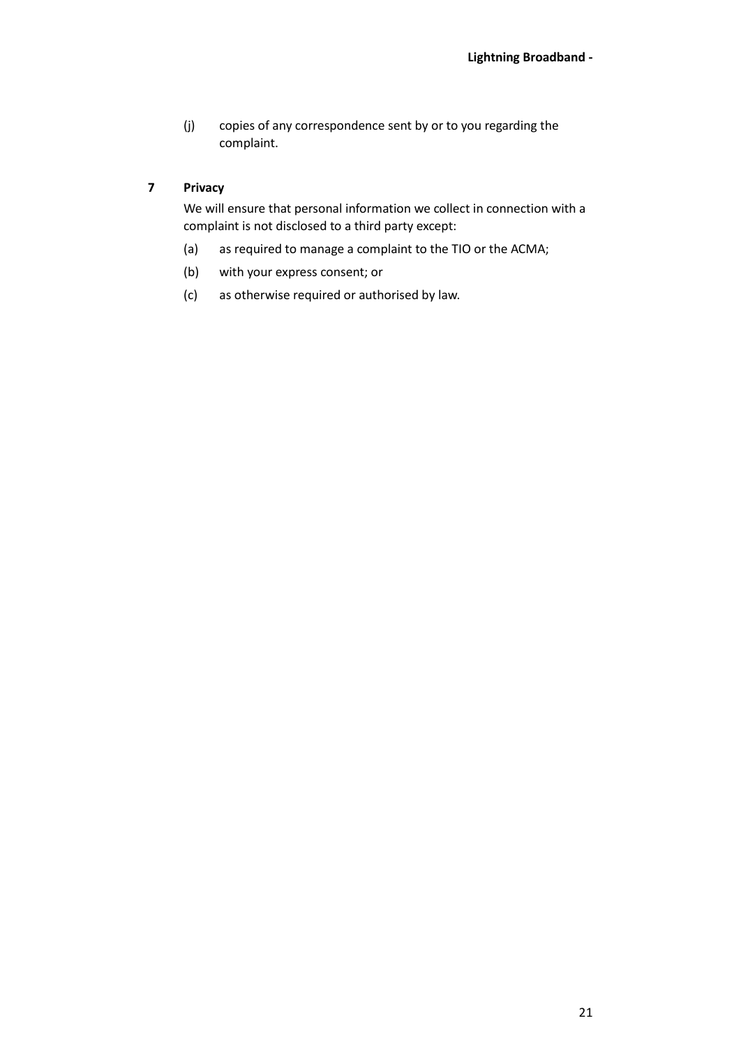(j) copies of any correspondence sent by or to you regarding the complaint.

## 7 Privacy

We will ensure that personal information we collect in connection with a complaint is not disclosed to a third party except:

(a) as required to manage a complaint to the TIO or the ACMA;

(b) with your express consent; or

(c) as otherwise required or authorised by law.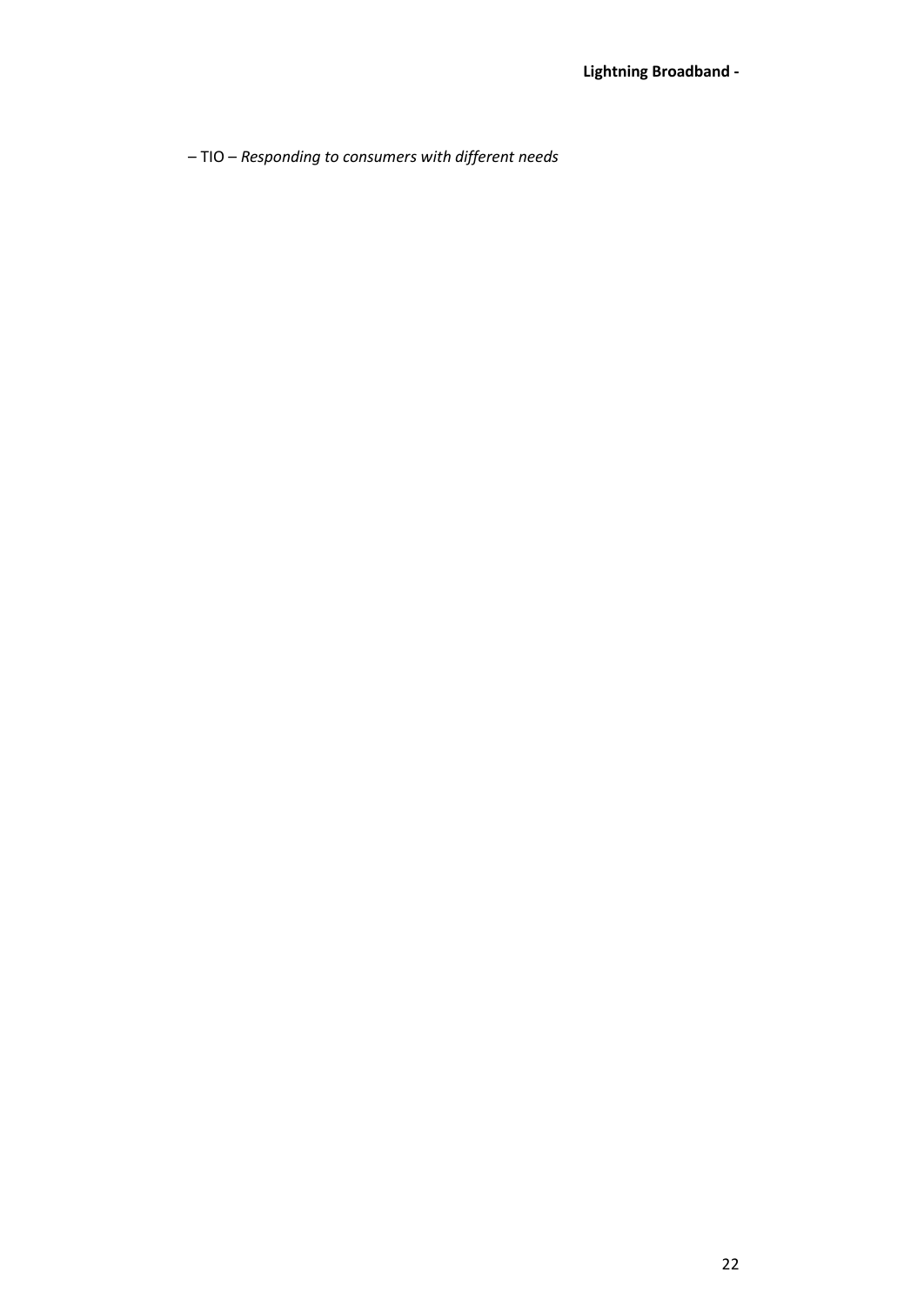– TIO – *Responding to consumers with different needs*